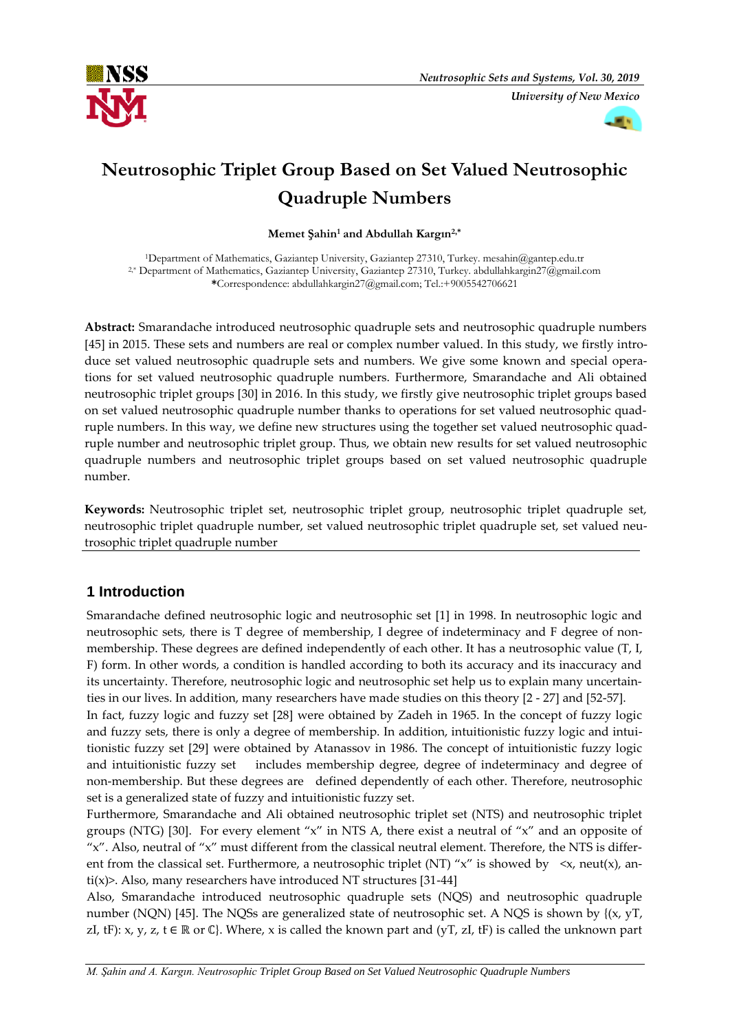# Neutrosophic Triplet Group Based on Set Valued Neutrosophic Quadruple Numbers

**Memet Şahin[1] and Abdullah Kargın[2,*]**

[1]Department of Mathematics, Gaziantep University, Gaziantep 27310, Turkey. mesahin@gantep.edu.tr
[2,*] Department of Mathematics, Gaziantep University, Gaziantep 27310, Turkey. abdullahkargin27@gmail.com
**\***Correspondence: abdullahkargin27@gmail.com; Tel.:+9005542706621

**Abstract:** Smarandache introduced neutrosophic quadruple sets and neutrosophic quadruple numbers [45] in 2015. These sets and numbers are real or complex number valued. In this study, we firstly introduce set valued neutrosophic quadruple sets and numbers. We give some known and special operations for set valued neutrosophic quadruple numbers. Furthermore, Smarandache and Ali obtained neutrosophic triplet groups [30] in 2016. In this study, we firstly give neutrosophic triplet groups based on set valued neutrosophic quadruple number thanks to operations for set valued neutrosophic quadruple numbers. In this way, we define new structures using the together set valued neutrosophic quadruple number and neutrosophic triplet group. Thus, we obtain new results for set valued neutrosophic quadruple numbers and neutrosophic triplet groups based on set valued neutrosophic quadruple number.

**Keywords:** Neutrosophic triplet set, neutrosophic triplet group, neutrosophic triplet quadruple set, neutrosophic triplet quadruple number, set valued neutrosophic triplet quadruple set, set valued neutrosophic triplet quadruple number

## 1 Introduction

Smarandache defined neutrosophic logic and neutrosophic set [1] in 1998. In neutrosophic logic and neutrosophic sets, there is T degree of membership, I degree of indeterminacy and F degree of non-membership. These degrees are defined independently of each other. It has a neutrosophic value (T, I, F) form. In other words, a condition is handled according to both its accuracy and its inaccuracy and its uncertainty. Therefore, neutrosophic logic and neutrosophic set help us to explain many uncertainties in our lives. In addition, many researchers have made studies on this theory [2 - 27] and [52-57].

In fact, fuzzy logic and fuzzy set [28] were obtained by Zadeh in 1965. In the concept of fuzzy logic and fuzzy sets, there is only a degree of membership. In addition, intuitionistic fuzzy logic and intuitionistic fuzzy set [29] were obtained by Atanassov in 1986. The concept of intuitionistic fuzzy logic and intuitionistic fuzzy set includes membership degree, degree of indeterminacy and degree of non-membership. But these degrees are defined dependently of each other. Therefore, neutrosophic set is a generalized state of fuzzy and intuitionistic fuzzy set.

Furthermore, Smarandache and Ali obtained neutrosophic triplet set (NTS) and neutrosophic triplet groups (NTG) [30]. For every element "x" in NTS A, there exist a neutral of "x" and an opposite of "x". Also, neutral of "x" must different from the classical neutral element. Therefore, the NTS is different from the classical set. Furthermore, a neutrosophic triplet (NT) "x" is showed by <x, neut(x), anti(x)>. Also, many researchers have introduced NT structures [31-44]

Also, Smarandache introduced neutrosophic quadruple sets (NQS) and neutrosophic quadruple number (NQN) [45]. The NQSs are generalized state of neutrosophic set. A NQS is shown by {(x, yT, zI, tF): x, y, z, t $\in \mathbb{R}$ or $\mathbb{C}$}. Where, x is called the known part and (yT, zI, tF) is called the unknown part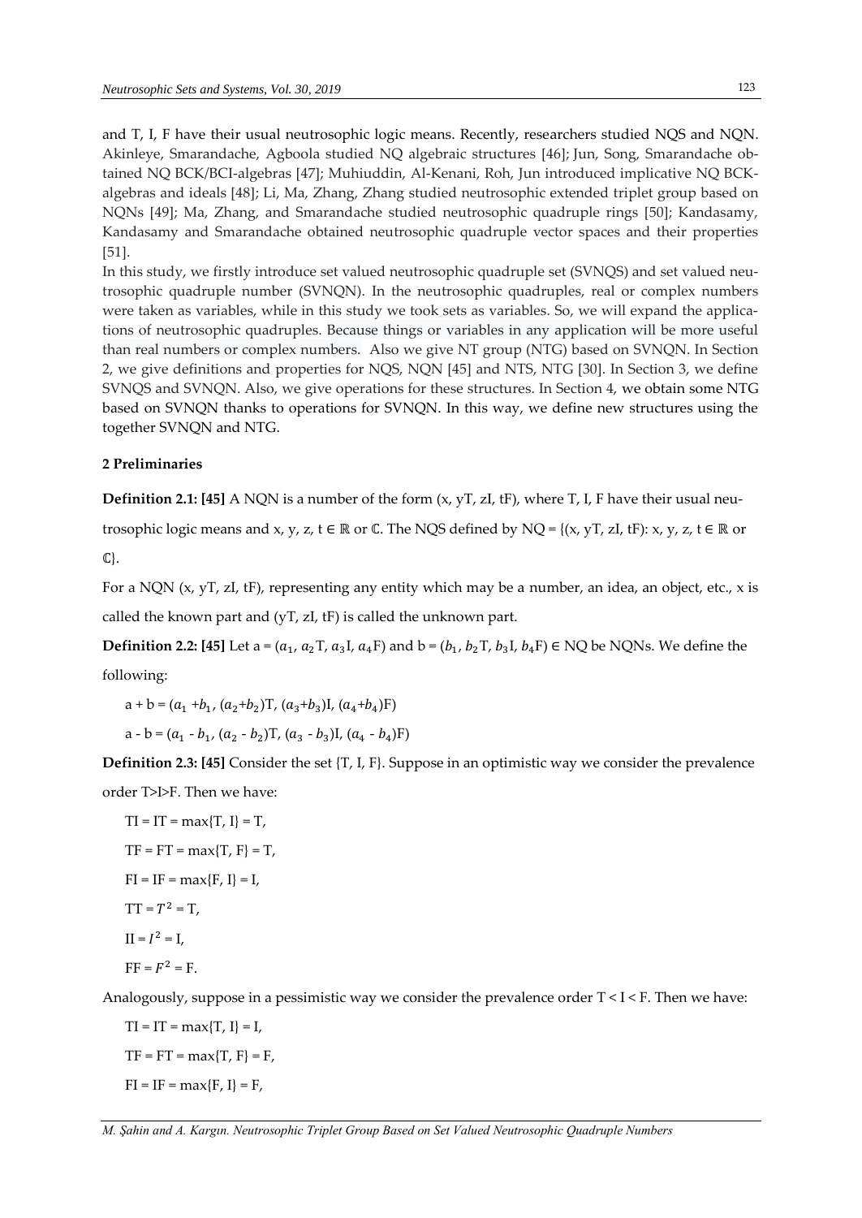and T, I, F have their usual neutrosophic logic means. Recently, researchers studied NQS and NQN. Akinleye, Smarandache, Agboola studied NQ algebraic structures [46]; Jun, Song, Smarandache obtained NQ BCK/BCI-algebras [47]; Muhiuddin, Al-Kenani, Roh, Jun introduced implicative NQ BCK-algebras and ideals [48]; Li, Ma, Zhang, Zhang studied neutrosophic extended triplet group based on NQNs [49]; Ma, Zhang, and Smarandache studied neutrosophic quadruple rings [50]; Kandasamy, Kandasamy and Smarandache obtained neutrosophic quadruple vector spaces and their properties [51].

In this study, we firstly introduce set valued neutrosophic quadruple set (SVNQS) and set valued neutrosophic quadruple number (SVNQN). In the neutrosophic quadruples, real or complex numbers were taken as variables, while in this study we took sets as variables. So, we will expand the applications of neutrosophic quadruples. Because things or variables in any application will be more useful than real numbers or complex numbers. Also we give NT group (NTG) based on SVNQN. In Section 2, we give definitions and properties for NQS, NQN [45] and NTS, NTG [30]. In Section 3, we define SVNQS and SVNQN. Also, we give operations for these structures. In Section 4, we obtain some NTG based on SVNQN thanks to operations for SVNQN. In this way, we define new structures using the together SVNQN and NTG.

## 2 Preliminaries

**Definition 2.1: [45]** A NQN is a number of the form (x, yT, zI, tF), where T, I, F have their usual neutrosophic logic means and x, y, z, t ∈ ℝ or ℂ. The NQS defined by NQ = {(x, yT, zI, tF): x, y, z, t ∈ ℝ or ℂ}.

For a NQN (x, yT, zI, tF), representing any entity which may be a number, an idea, an object, etc., x is called the known part and (yT, zI, tF) is called the unknown part.

**Definition 2.2: [45]** Let a = ($a_1$, $a_2$T, $a_3$I, $a_4$F) and b = ($b_1$, $b_2$T, $b_3$I, $b_4$F) ∈ NQ be NQNs. We define the following:

a + b = ($a_1$ +$b_1$, ($a_2$+$b_2$)T, ($a_3$+$b_3$)I, ($a_4$+$b_4$)F)

a - b = ($a_1$ - $b_1$, ($a_2$ - $b_2$)T, ($a_3$ - $b_3$)I, ($a_4$ - $b_4$)F)

**Definition 2.3: [45]** Consider the set {T, I, F}. Suppose in an optimistic way we consider the prevalence order T>I>F. Then we have:

TI = IT = max{T, I} = T,

TF = FT = max{T, F} = T,

FI = IF = max{F, I} = I,

TT = $T^2$ = T,

II = $I^2$ = I,

FF = $F^2$ = F.

Analogously, suppose in a pessimistic way we consider the prevalence order T < I < F. Then we have:

TI = IT = max{T, I} = I,

TF = FT = max{T, F} = F,

FI = IF = max{F, I} = F,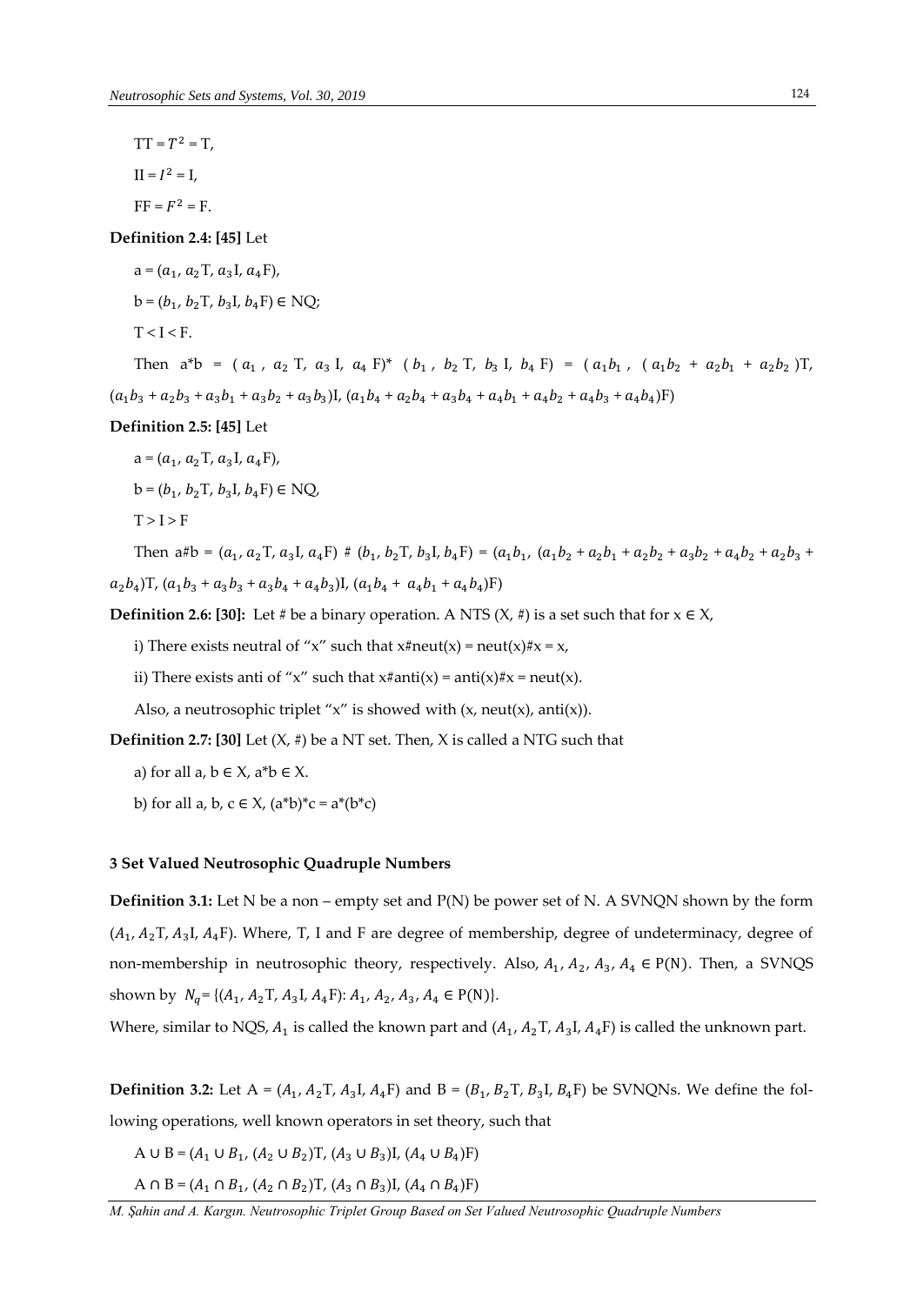TT = $T^2$ = T,

II = $I^2$ = I,

FF = $F^2$ = F.

**Definition 2.4: [45]** Let

a = ($a_1$, $a_2$T, $a_3$I, $a_4$F),

b = ($b_1$, $b_2$T, $b_3$I, $b_4$F) ∈ NQ;

T < I < F.

Then a*b = ( $a_1$ , $a_2$ T, $a_3$ I, $a_4$ F)* ( $b_1$ , $b_2$ T, $b_3$ I, $b_4$ F) = ( $a_1b_1$ , ( $a_1b_2$ + $a_2b_1$ + $a_2b_2$ )T, ($a_1b_3 + a_2b_3 + a_3b_1 + a_3b_2 + a_3b_3$)I, ($a_1b_4 + a_2b_4 + a_3b_4 + a_4b_1 + a_4b_2 + a_4b_3 + a_4b_4$)F)

**Definition 2.5: [45]** Let

a = ($a_1$, $a_2$T, $a_3$I, $a_4$F),

b = ($b_1$, $b_2$T, $b_3$I, $b_4$F) ∈ NQ,

T > I > F

Then a#b = ($a_1$, $a_2$T, $a_3$I, $a_4$F) # ($b_1$, $b_2$T, $b_3$I, $b_4$F) = ($a_1b_1$, ($a_1b_2 + a_2b_1 + a_2b_2 + a_3b_2 + a_4b_2 + a_2b_3 + a_2b_4$)T, ($a_1b_3 + a_3b_3 + a_3b_4 + a_4b_3$)I, ($a_1b_4 + a_4b_1 + a_4b_4$)F)

**Definition 2.6: [30]:** Let # be a binary operation. A NTS (X, #) is a set such that for x ∈ X,

i) There exists neutral of "x" such that x#neut(x) = neut(x)#x = x,

ii) There exists anti of "x" such that x#anti(x) = anti(x)#x = neut(x).

Also, a neutrosophic triplet "x" is showed with (x, neut(x), anti(x)).

**Definition 2.7: [30]** Let (X, #) be a NT set. Then, X is called a NTG such that

a) for all a, b ∈ X, a*b ∈ X.

b) for all a, b, c ∈ X, (a*b)*c = a*(b*c)

### 3 Set Valued Neutrosophic Quadruple Numbers

**Definition 3.1:** Let N be a non – empty set and P(N) be power set of N. A SVNQN shown by the form ($A_1$, $A_2$T, $A_3$I, $A_4$F). Where, T, I and F are degree of membership, degree of undeterminacy, degree of non-membership in neutrosophic theory, respectively. Also, $A_1$, $A_2$, $A_3$, $A_4$ ∈ P(N). Then, a SVNQS shown by $N_q$ = {($A_1$, $A_2$T, $A_3$I, $A_4$F): $A_1$, $A_2$, $A_3$, $A_4$ ∈ P(N)}.

Where, similar to NQS, $A_1$ is called the known part and ($A_1$, $A_2$T, $A_3$I, $A_4$F) is called the unknown part.

**Definition 3.2:** Let A = ($A_1$, $A_2$T, $A_3$I, $A_4$F) and B = ($B_1$, $B_2$T, $B_3$I, $B_4$F) be SVNQNs. We define the following operations, well known operators in set theory, such that

A ∪ B = ($A_1 \cup B_1$, ($A_2 \cup B_2$)T, ($A_3 \cup B_3$)I, ($A_4 \cup B_4$)F)

A ∩ B = ($A_1 \cap B_1$, ($A_2 \cap B_2$)T, ($A_3 \cap B_3$)I, ($A_4 \cap B_4$)F)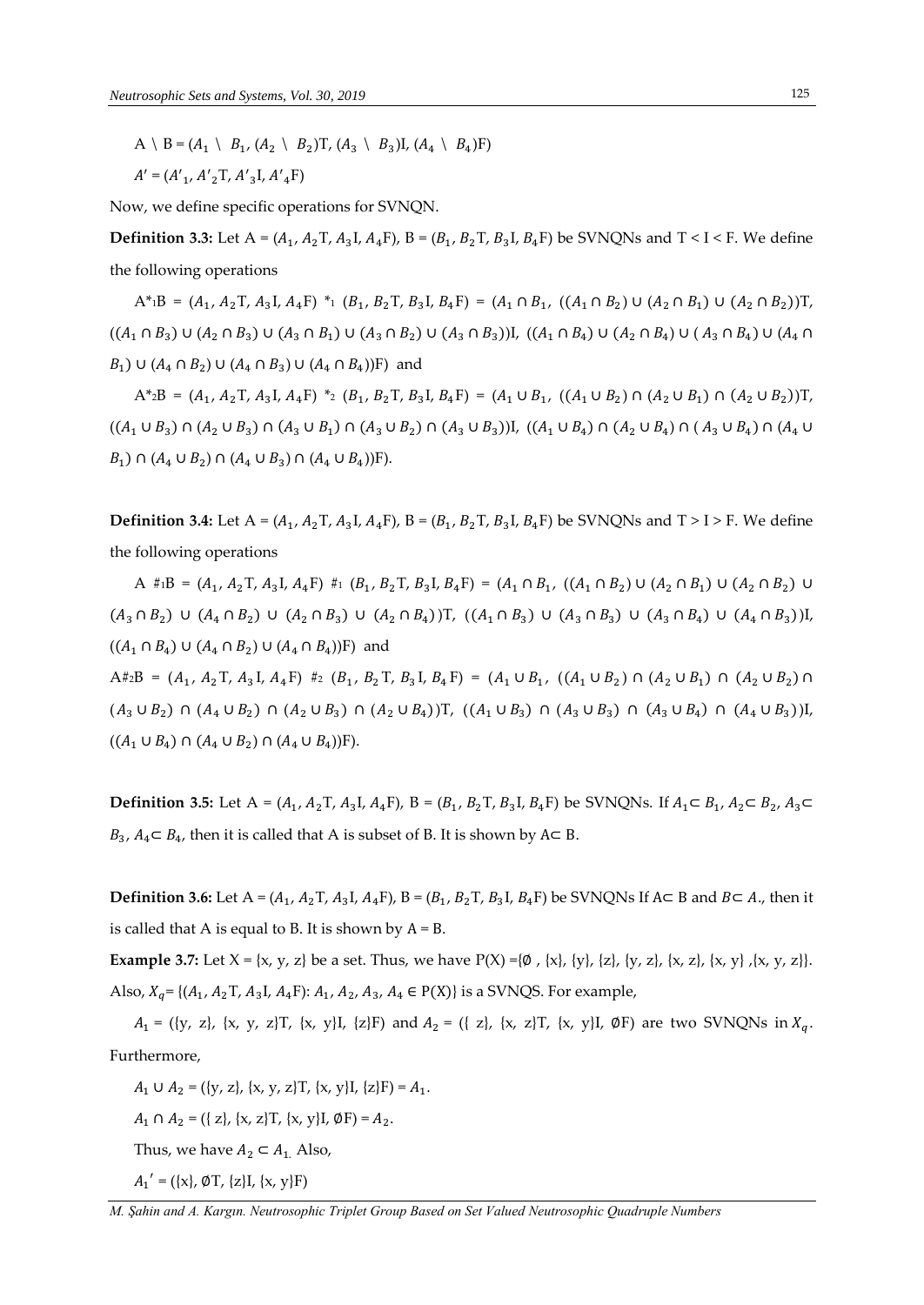$A \setminus B = (A_1 \setminus B_1, (A_2 \setminus B_2)T, (A_3 \setminus B_3)I, (A_4 \setminus B_4)F)$

$A' = (A'_1, A'_2T, A'_3I, A'_4F)$

Now, we define specific operations for SVNQN.

**Definition 3.3:** Let $A = (A_1, A_2T, A_3I, A_4F)$, $B = (B_1, B_2T, B_3I, B_4F)$ be SVNQNs and $T < I < F$. We define the following operations

$A *_1 B = (A_1, A_2T, A_3I, A_4F) *_1 (B_1, B_2T, B_3I, B_4F) = (A_1 \cap B_1, ((A_1 \cap B_2) \cup (A_2 \cap B_1) \cup (A_2 \cap B_2))T, ((A_1 \cap B_3) \cup (A_2 \cap B_3) \cup (A_3 \cap B_1) \cup (A_3 \cap B_2) \cup (A_3 \cap B_3))I, ((A_1 \cap B_4) \cup (A_2 \cap B_4) \cup (A_3 \cap B_4) \cup (A_4 \cap B_1) \cup (A_4 \cap B_2) \cup (A_4 \cap B_3) \cup (A_4 \cap B_4))F)$ and

$A *_2 B = (A_1, A_2T, A_3I, A_4F) *_2 (B_1, B_2T, B_3I, B_4F) = (A_1 \cup B_1, ((A_1 \cup B_2) \cap (A_2 \cup B_1) \cap (A_2 \cup B_2))T, ((A_1 \cup B_3) \cap (A_2 \cup B_3) \cap (A_3 \cup B_1) \cap (A_3 \cup B_2) \cap (A_3 \cup B_3))I, ((A_1 \cup B_4) \cap (A_2 \cup B_4) \cap (A_3 \cup B_4) \cap (A_4 \cup B_1) \cap (A_4 \cup B_2) \cap (A_4 \cup B_3) \cap (A_4 \cup B_4))F)$.

**Definition 3.4:** Let $A = (A_1, A_2T, A_3I, A_4F)$, $B = (B_1, B_2T, B_3I, B_4F)$ be SVNQNs and $T > I > F$. We define the following operations

$A \#_1 B = (A_1, A_2T, A_3I, A_4F) \#_1 (B_1, B_2T, B_3I, B_4F) = (A_1 \cap B_1, ((A_1 \cap B_2) \cup (A_2 \cap B_1) \cup (A_2 \cap B_2) \cup (A_3 \cap B_2) \cup (A_4 \cap B_2) \cup (A_2 \cap B_3) \cup (A_2 \cap B_4))T, ((A_1 \cap B_3) \cup (A_3 \cap B_3) \cup (A_3 \cap B_4) \cup (A_4 \cap B_3))I, ((A_1 \cap B_4) \cup (A_4 \cap B_2) \cup (A_4 \cap B_4))F)$ and

$A \#_2 B = (A_1, A_2T, A_3I, A_4F) \#_2 (B_1, B_2T, B_3I, B_4F) = (A_1 \cup B_1, ((A_1 \cup B_2) \cap (A_2 \cup B_1) \cap (A_2 \cup B_2) \cap (A_3 \cup B_2) \cap (A_4 \cup B_2) \cap (A_2 \cup B_3) \cap (A_2 \cup B_4))T, ((A_1 \cup B_3) \cap (A_3 \cup B_3) \cap (A_3 \cup B_4) \cap (A_4 \cup B_3))I, ((A_1 \cup B_4) \cap (A_4 \cup B_2) \cap (A_4 \cup B_4))F)$.

**Definition 3.5:** Let $A = (A_1, A_2T, A_3I, A_4F)$, $B = (B_1, B_2T, B_3I, B_4F)$ be SVNQNs. If $A_1 \subset B_1$, $A_2 \subset B_2$, $A_3 \subset B_3$, $A_4 \subset B_4$, then it is called that A is subset of B. It is shown by $A \subset B$.

**Definition 3.6:** Let $A = (A_1, A_2T, A_3I, A_4F)$, $B = (B_1, B_2T, B_3I, B_4F)$ be SVNQNs If $A \subset B$ and $B \subset A$., then it is called that A is equal to B. It is shown by $A = B$.

**Example 3.7:** Let $X = \{x, y, z\}$ be a set. Thus, we have $P(X) = \{\emptyset, \{x\}, \{y\}, \{z\}, \{y, z\}, \{x, z\}, \{x, y\}, \{x, y, z\}\}$. Also, $X_q = \{(A_1, A_2T, A_3I, A_4F): A_1, A_2, A_3, A_4 \in P(X)\}$ is a SVNQS. For example,

$A_1 = (\{y, z\}, \{x, y, z\}T, \{x, y\}I, \{z\}F)$ and $A_2 = (\{z\}, \{x, z\}T, \{x, y\}I, \emptyset F)$ are two SVNQNs in $X_q$. Furthermore,

$A_1 \cup A_2 = (\{y, z\}, \{x, y, z\}T, \{x, y\}I, \{z\}F) = A_1$.

$A_1 \cap A_2 = (\{z\}, \{x, z\}T, \{x, y\}I, \emptyset F) = A_2$.

Thus, we have $A_2 \subset A_1$. Also,

$A_1' = (\{x\}, \emptyset T, \{z\}I, \{x, y\}F)$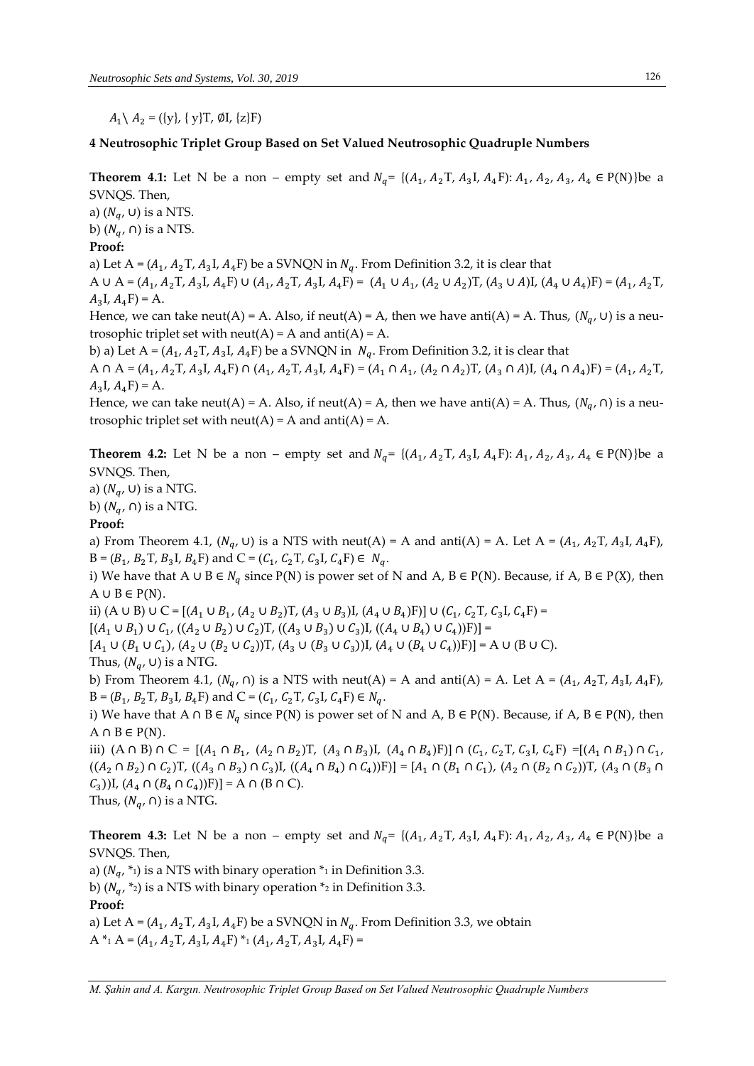$A_1 \setminus A_2$ = ({y}, { y}T, ∅I, {z}F)

## 4 Neutrosophic Triplet Group Based on Set Valued Neutrosophic Quadruple Numbers

**Theorem 4.1:** Let N be a non – empty set and $N_q$= {($A_1$, $A_2$T, $A_3$I, $A_4$F): $A_1$, $A_2$, $A_3$, $A_4$ ∈ P(N)}be a SVNQS. Then,

a) ($N_q$, ∪) is a NTS.

b) ($N_q$, ∩) is a NTS.

**Proof:**

a) Let A = ($A_1$, $A_2$T, $A_3$I, $A_4$F) be a SVNQN in $N_q$. From Definition 3.2, it is clear that

A ∪ A = ($A_1$, $A_2$T, $A_3$I, $A_4$F) ∪ ($A_1$, $A_2$T, $A_3$I, $A_4$F) = ($A_1 \cup A_1$, ($A_2 \cup A_2$)T, ($A_3 \cup A$)I, ($A_4 \cup A_4$)F) = ($A_1$, $A_2$T, $A_3$I, $A_4$F) = A.

Hence, we can take neut(A) = A. Also, if neut(A) = A, then we have anti(A) = A. Thus, ($N_q$, ∪) is a neutrosophic triplet set with neut(A) = A and anti(A) = A.

b) a) Let A = ($A_1$, $A_2$T, $A_3$I, $A_4$F) be a SVNQN in $N_q$. From Definition 3.2, it is clear that

A ∩ A = ($A_1$, $A_2$T, $A_3$I, $A_4$F) ∩ ($A_1$, $A_2$T, $A_3$I, $A_4$F) = ($A_1 \cap A_1$, ($A_2 \cap A_2$)T, ($A_3 \cap A$)I, ($A_4 \cap A_4$)F) = ($A_1$, $A_2$T, $A_3$I, $A_4$F) = A.

Hence, we can take neut(A) = A. Also, if neut(A) = A, then we have anti(A) = A. Thus, ($N_q$, ∩) is a neutrosophic triplet set with neut(A) = A and anti(A) = A.

**Theorem 4.2:** Let N be a non – empty set and $N_q$= {($A_1$, $A_2$T, $A_3$I, $A_4$F): $A_1$, $A_2$, $A_3$, $A_4$ ∈ P(N)}be a SVNQS. Then,

a) ($N_q$, ∪) is a NTG.

b) ($N_q$, ∩) is a NTG.

**Proof:**

a) From Theorem 4.1, ($N_q$, ∪) is a NTS with neut(A) = A and anti(A) = A. Let A = ($A_1$, $A_2$T, $A_3$I, $A_4$F), B = ($B_1$, $B_2$T, $B_3$I, $B_4$F) and C = ($C_1$, $C_2$T, $C_3$I, $C_4$F) ∈ $N_q$.

i) We have that A ∪ B ∈ $N_q$ since P(N) is power set of N and A, B ∈ P(N). Because, if A, B ∈ P(X), then A ∪ B ∈ P(N).

ii) (A ∪ B) ∪ C = [($A_1 \cup B_1$, ($A_2 \cup B_2$)T, ($A_3 \cup B_3$)I, ($A_4 \cup B_4$)F)] ∪ ($C_1$, $C_2$T, $C_3$I, $C_4$F) =

[($A_1 \cup B_1$) ∪ $C_1$, (($A_2 \cup B_2$) ∪ $C_2$)T, (($A_3 \cup B_3$) ∪ $C_3$)I, (($A_4 \cup B_4$) ∪ $C_4$))F)] =

[$A_1$ ∪ ($B_1 \cup C_1$), ($A_2$ ∪ ($B_2 \cup C_2$))T, ($A_3$ ∪ ($B_3 \cup C_3$))I, ($A_4$ ∪ ($B_4 \cup C_4$))F)] = A ∪ (B ∪ C).

Thus, ($N_q$, ∪) is a NTG.

b) From Theorem 4.1, ($N_q$, ∩) is a NTS with neut(A) = A and anti(A) = A. Let A = ($A_1$, $A_2$T, $A_3$I, $A_4$F), B = ($B_1$, $B_2$T, $B_3$I, $B_4$F) and C = ($C_1$, $C_2$T, $C_3$I, $C_4$F) ∈ $N_q$.

i) We have that A ∩ B ∈ $N_q$ since P(N) is power set of N and A, B ∈ P(N). Because, if A, B ∈ P(N), then A ∩ B ∈ P(N).

iii) (A ∩ B) ∩ C = [($A_1 \cap B_1$, ($A_2 \cap B_2$)T, ($A_3 \cap B_3$)I, ($A_4 \cap B_4$)F)] ∩ ($C_1$, $C_2$T, $C_3$I, $C_4$F) =[($A_1 \cap B_1$) ∩ $C_1$, (($A_2 \cap B_2$) ∩ $C_2$)T, (($A_3 \cap B_3$) ∩ $C_3$)I, (($A_4 \cap B_4$) ∩ $C_4$))F)] = [$A_1$ ∩ ($B_1 \cap C_1$), ($A_2$ ∩ ($B_2 \cap C_2$))T, ($A_3$ ∩ ($B_3 \cap C_3$))I, ($A_4$ ∩ ($B_4 \cap C_4$))F)] = A ∩ (B ∩ C).

Thus, ($N_q$, ∩) is a NTG.

**Theorem 4.3:** Let N be a non – empty set and $N_q$= {($A_1$, $A_2$T, $A_3$I, $A_4$F): $A_1$, $A_2$, $A_3$, $A_4$ ∈ P(N)}be a SVNQS. Then,

a) ($N_q$, $*_1$) is a NTS with binary operation $*_1$ in Definition 3.3.

b) ($N_q$, $*_2$) is a NTS with binary operation $*_2$ in Definition 3.3.

**Proof:**

a) Let A = ($A_1$, $A_2$T, $A_3$I, $A_4$F) be a SVNQN in $N_q$. From Definition 3.3, we obtain

A $*_1$ A = ($A_1$, $A_2$T, $A_3$I, $A_4$F) $*_1$ ($A_1$, $A_2$T, $A_3$I, $A_4$F) =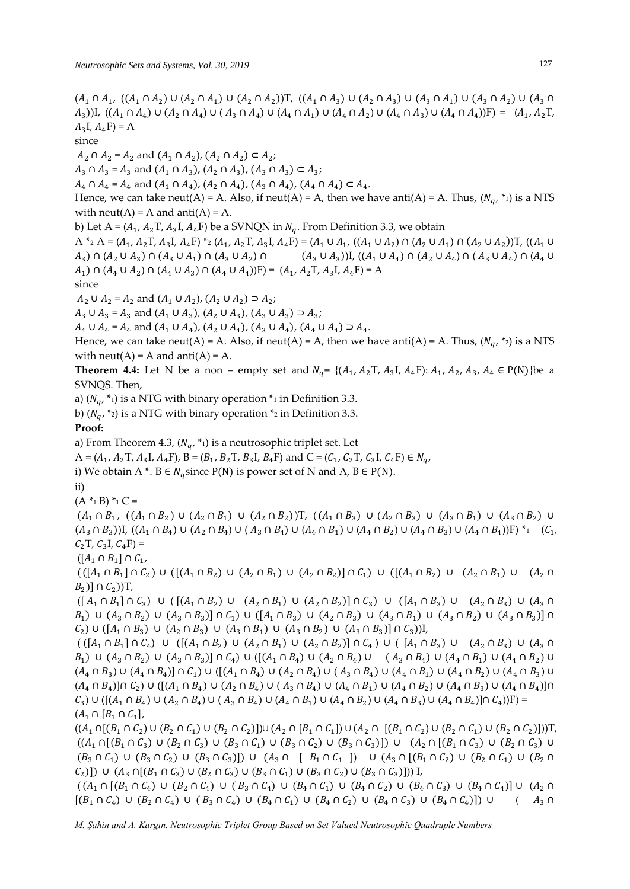$(A_1 \cap A_1,\ ((A_1 \cap A_2) \cup (A_2 \cap A_1) \cup (A_2 \cap A_2))T,\ ((A_1 \cap A_3) \cup (A_2 \cap A_3) \cup (A_3 \cap A_1) \cup (A_3 \cap A_2) \cup (A_3 \cap A_3))I,\ ((A_1 \cap A_4) \cup (A_2 \cap A_4) \cup (A_3 \cap A_4) \cup (A_4 \cap A_1) \cup (A_4 \cap A_2) \cup (A_4 \cap A_3) \cup (A_4 \cap A_4))F) = (A_1, A_2T, A_3I, A_4F) = A$

since

$A_2 \cap A_2 = A_2$ and $(A_1 \cap A_2), (A_2 \cap A_2) \subset A_2$;

$A_3 \cap A_3 = A_3$ and $(A_1 \cap A_3), (A_2 \cap A_3), (A_3 \cap A_3) \subset A_3$;

$A_4 \cap A_4 = A_4$ and $(A_1 \cap A_4), (A_2 \cap A_4), (A_3 \cap A_4), (A_4 \cap A_4) \subset A_4$.

Hence, we can take neut(A) = A. Also, if neut(A) = A, then we have anti(A) = A. Thus, $(N_q, *_1)$ is a NTS with neut(A) = A and anti(A) = A.

b) Let A = $(A_1, A_2T, A_3I, A_4F)$ be a SVNQN in $N_q$. From Definition 3.3, we obtain

$A *_2 A = (A_1, A_2T, A_3I, A_4F) *_2 (A_1, A_2T, A_3I, A_4F) = (A_1 \cup A_1,\ ((A_1 \cup A_2) \cap (A_2 \cup A_1) \cap (A_2 \cup A_2))T,\ ((A_1 \cup A_3) \cap (A_2 \cup A_3) \cap (A_3 \cup A_1) \cap (A_3 \cup A_2) \cap (A_3 \cup A_3))I,\ ((A_1 \cup A_4) \cap (A_2 \cup A_4) \cap (A_3 \cup A_4) \cap (A_4 \cup A_1) \cap (A_4 \cup A_2) \cap (A_4 \cup A_3) \cap (A_4 \cup A_4))F) = (A_1, A_2T, A_3I, A_4F) = A$

since

$A_2 \cup A_2 = A_2$ and $(A_1 \cup A_2), (A_2 \cup A_2) \supset A_2$;

$A_3 \cup A_3 = A_3$ and $(A_1 \cup A_3), (A_2 \cup A_3), (A_3 \cup A_3) \supset A_3$;

$A_4 \cup A_4 = A_4$ and $(A_1 \cup A_4), (A_2 \cup A_4), (A_3 \cup A_4), (A_4 \cup A_4) \supset A_4$.

Hence, we can take neut(A) = A. Also, if neut(A) = A, then we have anti(A) = A. Thus, $(N_q, *_2)$ is a NTS with neut(A) = A and anti(A) = A.

**Theorem 4.4:** Let N be a non – empty set and $N_q = \{(A_1, A_2T, A_3I, A_4F): A_1, A_2, A_3, A_4 \in P(N)\}$ be a SVNQS. Then,

a) $(N_q, *_1)$ is a NTG with binary operation $*_1$ in Definition 3.3.

b) $(N_q, *_2)$ is a NTG with binary operation $*_2$ in Definition 3.3.

**Proof:**

a) From Theorem 4.3, $(N_q, *_1)$ is a neutrosophic triplet set. Let

A = $(A_1, A_2T, A_3I, A_4F)$, B = $(B_1, B_2T, B_3I, B_4F)$ and C = $(C_1, C_2T, C_3I, C_4F) \in N_q$,

i) We obtain $A *_1 B \in N_q$ since P(N) is power set of N and A, B $\in$ P(N).

ii)

$(A *_1 B) *_1 C =$

$(A_1 \cap B_1,\ ((A_1 \cap B_2) \cup (A_2 \cap B_1) \cup (A_2 \cap B_2))T,\ ((A_1 \cap B_3) \cup (A_2 \cap B_3) \cup (A_3 \cap B_1) \cup (A_3 \cap B_2) \cup (A_3 \cap B_3))I,\ ((A_1 \cap B_4) \cup (A_2 \cap B_4) \cup (A_3 \cap B_4) \cup (A_4 \cap B_1) \cup (A_4 \cap B_2) \cup (A_4 \cap B_3) \cup (A_4 \cap B_4))F) *_1 (C_1, C_2T, C_3I, C_4F) =$

$([A_1 \cap B_1] \cap C_1,$

$(([A_1 \cap B_1] \cap C_2) \cup ([(A_1 \cap B_2) \cup (A_2 \cap B_1) \cup (A_2 \cap B_2)] \cap C_1) \cup ([(A_1 \cap B_2) \cup (A_2 \cap B_1) \cup (A_2 \cap B_2)] \cap C_2))T,$

$([A_1 \cap B_1] \cap C_3) \cup ([(A_1 \cap B_2) \cup (A_2 \cap B_1) \cup (A_2 \cap B_2)] \cap C_3) \cup ([A_1 \cap B_3) \cup (A_2 \cap B_3) \cup (A_3 \cap B_1) \cup (A_3 \cap B_2) \cup (A_3 \cap B_3)] \cap C_1) \cup ([A_1 \cap B_3) \cup (A_2 \cap B_3) \cup (A_3 \cap B_1) \cup (A_3 \cap B_2) \cup (A_3 \cap B_3)] \cap C_2) \cup ([A_1 \cap B_3) \cup (A_2 \cap B_3) \cup (A_3 \cap B_1) \cup (A_3 \cap B_2) \cup (A_3 \cap B_3)] \cap C_3))I,$

$(([A_1 \cap B_1] \cap C_4) \cup ([(A_1 \cap B_2) \cup (A_2 \cap B_1) \cup (A_2 \cap B_2)] \cap C_4) \cup ([A_1 \cap B_3) \cup (A_2 \cap B_3) \cup (A_3 \cap B_1) \cup (A_3 \cap B_2) \cup (A_3 \cap B_3)] \cap C_4) \cup ([(A_1 \cap B_4) \cup (A_2 \cap B_4) \cup (A_3 \cap B_4) \cup (A_4 \cap B_1) \cup (A_4 \cap B_2) \cup (A_4 \cap B_3) \cup (A_4 \cap B_4)] \cap C_1) \cup ([(A_1 \cap B_4) \cup (A_2 \cap B_4) \cup (A_3 \cap B_4) \cup (A_4 \cap B_1) \cup (A_4 \cap B_2) \cup (A_4 \cap B_3) \cup (A_4 \cap B_4)] \cap C_2) \cup ([(A_1 \cap B_4) \cup (A_2 \cap B_4) \cup (A_3 \cap B_4) \cup (A_4 \cap B_1) \cup (A_4 \cap B_2) \cup (A_4 \cap B_3) \cup (A_4 \cap B_4)] \cap C_3) \cup ([(A_1 \cap B_4) \cup (A_2 \cap B_4) \cup (A_3 \cap B_4) \cup (A_4 \cap B_1) \cup (A_4 \cap B_2) \cup (A_4 \cap B_3) \cup (A_4 \cap B_4)] \cap C_4))F) =$

$(A_1 \cap [B_1 \cap C_1],$

$((A_1 \cap [(B_1 \cap C_2) \cup (B_2 \cap C_1) \cup (B_2 \cap C_2)]) \cup (A_2 \cap [B_1 \cap C_1]) \cup (A_2 \cap [(B_1 \cap C_2) \cup (B_2 \cap C_1) \cup (B_2 \cap C_2)]))T,$

$((A_1 \cap [(B_1 \cap C_3) \cup (B_2 \cap C_3) \cup (B_3 \cap C_1) \cup (B_3 \cap C_2) \cup (B_3 \cap C_3)]) \cup (A_2 \cap [(B_1 \cap C_3) \cup (B_2 \cap C_3) \cup (B_3 \cap C_1) \cup (B_3 \cap C_2) \cup (B_3 \cap C_3)]) \cup (A_3 \cap [B_1 \cap C_1]) \cup (A_3 \cap [(B_1 \cap C_2) \cup (B_2 \cap C_1) \cup (B_2 \cap C_2)]) \cup (A_3 \cap [(B_1 \cap C_3) \cup (B_2 \cap C_3) \cup (B_3 \cap C_1) \cup (B_3 \cap C_2) \cup (B_3 \cap C_3)]))\ I,$

$((A_1 \cap [(B_1 \cap C_4) \cup (B_2 \cap C_4) \cup (B_3 \cap C_4) \cup (B_4 \cap C_1) \cup (B_4 \cap C_2) \cup (B_4 \cap C_3) \cup (B_4 \cap C_4)] \cup (A_2 \cap [(B_1 \cap C_4) \cup (B_2 \cap C_4) \cup (B_3 \cap C_4) \cup (B_4 \cap C_1) \cup (B_4 \cap C_2) \cup (B_4 \cap C_3) \cup (B_4 \cap C_4)]) \cup (A_3 \cap$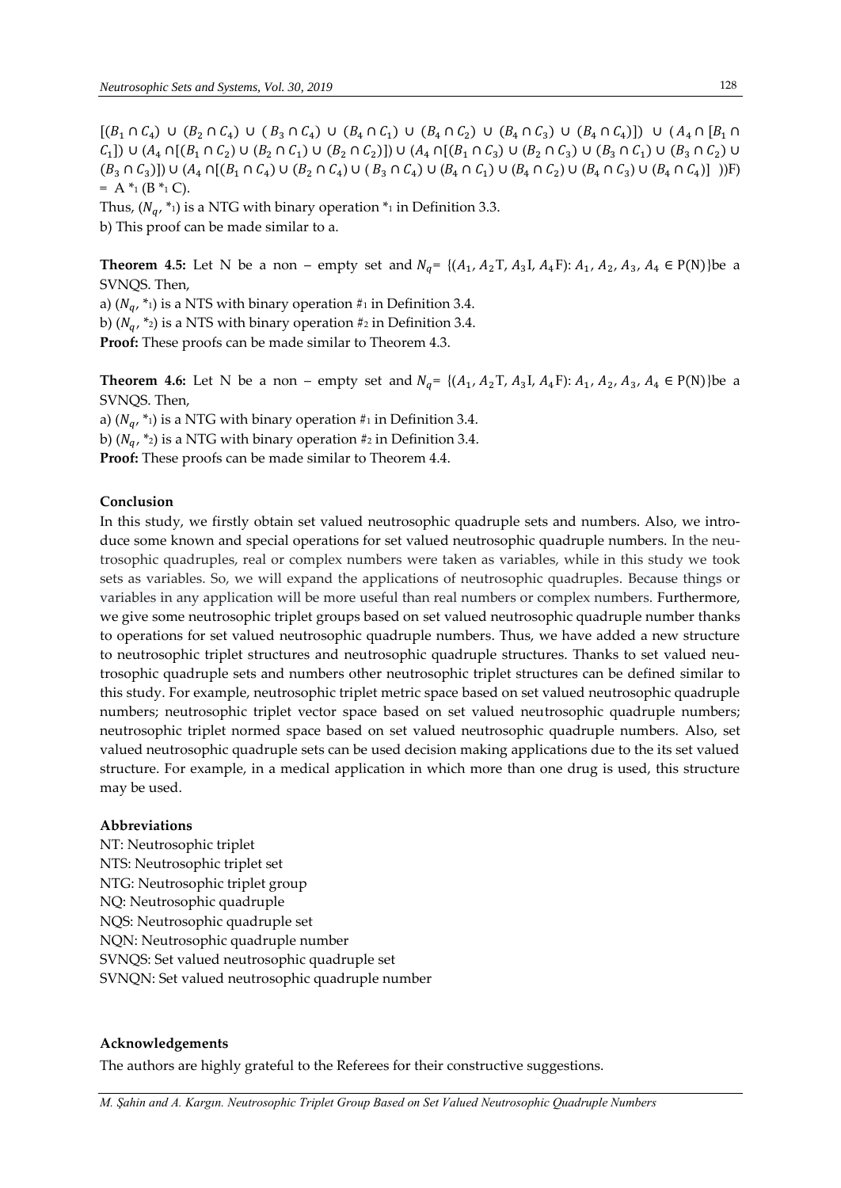$[(B_1 \cap C_4) \cup (B_2 \cap C_4) \cup (B_3 \cap C_4) \cup (B_4 \cap C_1) \cup (B_4 \cap C_2) \cup (B_4 \cap C_3) \cup (B_4 \cap C_4)]) \cup (A_4 \cap [B_1 \cap C_1]) \cup (A_4 \cap [(B_1 \cap C_2) \cup (B_2 \cap C_1) \cup (B_2 \cap C_2)]) \cup (A_4 \cap [(B_1 \cap C_3) \cup (B_2 \cap C_3) \cup (B_3 \cap C_1) \cup (B_3 \cap C_2) \cup (B_3 \cap C_3)]) \cup (A_4 \cap [(B_1 \cap C_4) \cup (B_2 \cap C_4) \cup (B_3 \cap C_4) \cup (B_4 \cap C_1) \cup (B_4 \cap C_2) \cup (B_4 \cap C_3) \cup (B_4 \cap C_4)]$ ))F) $= A *_1 (B *_1 C)$.

Thus, $(N_q, *_1)$ is a NTG with binary operation $*_1$ in Definition 3.3.

b) This proof can be made similar to a.

**Theorem 4.5:** Let N be a non – empty set and $N_q = \{(A_1, A_2T, A_3I, A_4F): A_1, A_2, A_3, A_4 \in P(N)\}$be a SVNQS. Then,

a) $(N_q, *_1)$ is a NTS with binary operation $\#_1$ in Definition 3.4.

b) $(N_q, *_2)$ is a NTS with binary operation $\#_2$ in Definition 3.4.

**Proof:** These proofs can be made similar to Theorem 4.3.

**Theorem 4.6:** Let N be a non – empty set and $N_q = \{(A_1, A_2T, A_3I, A_4F): A_1, A_2, A_3, A_4 \in P(N)\}$be a SVNQS. Then,

a) $(N_q, *_1)$ is a NTG with binary operation $\#_1$ in Definition 3.4.

b) $(N_q, *_2)$ is a NTG with binary operation $\#_2$ in Definition 3.4.

**Proof:** These proofs can be made similar to Theorem 4.4.

**Conclusion**

In this study, we firstly obtain set valued neutrosophic quadruple sets and numbers. Also, we introduce some known and special operations for set valued neutrosophic quadruple numbers. In the neutrosophic quadruples, real or complex numbers were taken as variables, while in this study we took sets as variables. So, we will expand the applications of neutrosophic quadruples. Because things or variables in any application will be more useful than real numbers or complex numbers. Furthermore, we give some neutrosophic triplet groups based on set valued neutrosophic quadruple number thanks to operations for set valued neutrosophic quadruple numbers. Thus, we have added a new structure to neutrosophic triplet structures and neutrosophic quadruple structures. Thanks to set valued neutrosophic quadruple sets and numbers other neutrosophic triplet structures can be defined similar to this study. For example, neutrosophic triplet metric space based on set valued neutrosophic quadruple numbers; neutrosophic triplet vector space based on set valued neutrosophic quadruple numbers; neutrosophic triplet normed space based on set valued neutrosophic quadruple numbers. Also, set valued neutrosophic quadruple sets can be used decision making applications due to the its set valued structure. For example, in a medical application in which more than one drug is used, this structure may be used.

**Abbreviations**

NT: Neutrosophic triplet
NTS: Neutrosophic triplet set
NTG: Neutrosophic triplet group
NQ: Neutrosophic quadruple
NQS: Neutrosophic quadruple set
NQN: Neutrosophic quadruple number
SVNQS: Set valued neutrosophic quadruple set
SVNQN: Set valued neutrosophic quadruple number

**Acknowledgements**

The authors are highly grateful to the Referees for their constructive suggestions.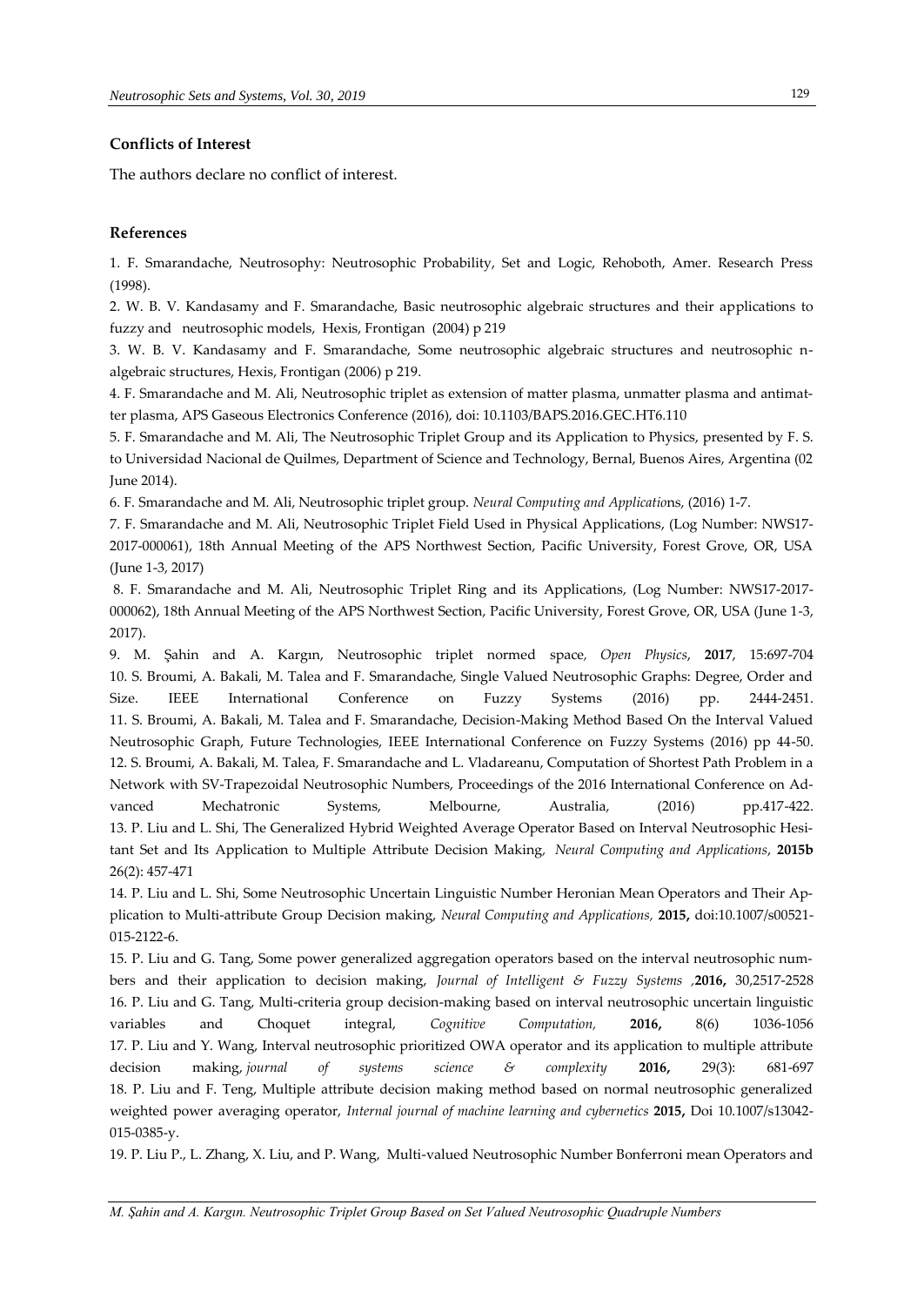**Conflicts of Interest**

The authors declare no conflict of interest.

**References**

1. F. Smarandache, Neutrosophy: Neutrosophic Probability, Set and Logic, Rehoboth, Amer. Research Press (1998).
2. W. B. V. Kandasamy and F. Smarandache, Basic neutrosophic algebraic structures and their applications to fuzzy and neutrosophic models, Hexis, Frontigan (2004) p 219
3. W. B. V. Kandasamy and F. Smarandache, Some neutrosophic algebraic structures and neutrosophic n-algebraic structures, Hexis, Frontigan (2006) p 219.
4. F. Smarandache and M. Ali, Neutrosophic triplet as extension of matter plasma, unmatter plasma and antimatter plasma, APS Gaseous Electronics Conference (2016), doi: 10.1103/BAPS.2016.GEC.HT6.110
5. F. Smarandache and M. Ali, The Neutrosophic Triplet Group and its Application to Physics, presented by F. S. to Universidad Nacional de Quilmes, Department of Science and Technology, Bernal, Buenos Aires, Argentina (02 June 2014).
6. F. Smarandache and M. Ali, Neutrosophic triplet group. *Neural Computing and Applications*, (2016) 1-7.
7. F. Smarandache and M. Ali, Neutrosophic Triplet Field Used in Physical Applications, (Log Number: NWS17-2017-000061), 18th Annual Meeting of the APS Northwest Section, Pacific University, Forest Grove, OR, USA (June 1-3, 2017)
8. F. Smarandache and M. Ali, Neutrosophic Triplet Ring and its Applications, (Log Number: NWS17-2017-000062), 18th Annual Meeting of the APS Northwest Section, Pacific University, Forest Grove, OR, USA (June 1-3, 2017).
9. M. Şahin and A. Kargın, Neutrosophic triplet normed space, *Open Physics*, **2017**, 15:697-704
10. S. Broumi, A. Bakali, M. Talea and F. Smarandache, Single Valued Neutrosophic Graphs: Degree, Order and Size. IEEE International Conference on Fuzzy Systems (2016) pp. 2444-2451.
11. S. Broumi, A. Bakali, M. Talea and F. Smarandache, Decision-Making Method Based On the Interval Valued Neutrosophic Graph, Future Technologies, IEEE International Conference on Fuzzy Systems (2016) pp 44-50.
12. S. Broumi, A. Bakali, M. Talea, F. Smarandache and L. Vladareanu, Computation of Shortest Path Problem in a Network with SV-Trapezoidal Neutrosophic Numbers, Proceedings of the 2016 International Conference on Advanced Mechatronic Systems, Melbourne, Australia, (2016) pp.417-422.
13. P. Liu and L. Shi, The Generalized Hybrid Weighted Average Operator Based on Interval Neutrosophic Hesitant Set and Its Application to Multiple Attribute Decision Making, *Neural Computing and Applications*, **2015b** 26(2): 457-471
14. P. Liu and L. Shi, Some Neutrosophic Uncertain Linguistic Number Heronian Mean Operators and Their Application to Multi-attribute Group Decision making, *Neural Computing and Applications,* **2015,** doi:10.1007/s00521-015-2122-6.
15. P. Liu and G. Tang, Some power generalized aggregation operators based on the interval neutrosophic numbers and their application to decision making, *Journal of Intelligent & Fuzzy Systems* ,**2016,** 30,2517-2528
16. P. Liu and G. Tang, Multi-criteria group decision-making based on interval neutrosophic uncertain linguistic variables and Choquet integral, *Cognitive Computation,* **2016,** 8(6) 1036-1056
17. P. Liu and Y. Wang, Interval neutrosophic prioritized OWA operator and its application to multiple attribute decision making, *journal of systems science & complexity* **2016,** 29(3): 681-697
18. P. Liu and F. Teng, Multiple attribute decision making method based on normal neutrosophic generalized weighted power averaging operator, *Internal journal of machine learning and cybernetics* **2015,** Doi 10.1007/s13042-015-0385-y.
19. P. Liu P., L. Zhang, X. Liu, and P. Wang, Multi-valued Neutrosophic Number Bonferroni mean Operators and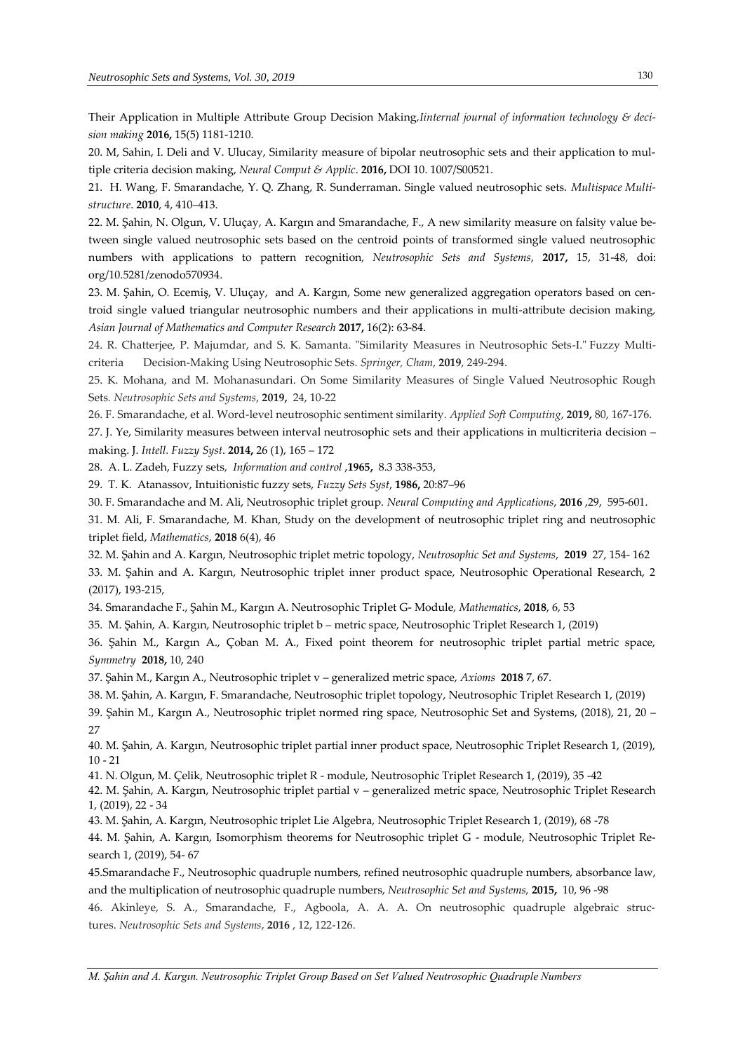Their Application in Multiple Attribute Group Decision Making,*Iinternal journal of information technology & decision making* **2016,** 15(5) 1181-1210.

20. M, Sahin, I. Deli and V. Ulucay, Similarity measure of bipolar neutrosophic sets and their application to multiple criteria decision making, *Neural Comput & Applic*. **2016,** DOI 10. 1007/S00521.

21. H. Wang, F. Smarandache, Y. Q. Zhang, R. Sunderraman. Single valued neutrosophic sets. *Multispace Multistructure*. **2010**, 4, 410–413.

22. M. Şahin, N. Olgun, V. Uluçay, A. Kargın and Smarandache, F., A new similarity measure on falsity value between single valued neutrosophic sets based on the centroid points of transformed single valued neutrosophic numbers with applications to pattern recognition, *Neutrosophic Sets and Systems*, **2017,** 15, 31-48, doi: org/10.5281/zenodo570934.

23. M. Şahin, O. Ecemiş, V. Uluçay, and A. Kargın, Some new generalized aggregation operators based on centroid single valued triangular neutrosophic numbers and their applications in multi-attribute decision making, *Asian Journal of Mathematics and Computer Research* **2017,** 16(2): 63-84.

24. R. Chatterjee, P. Majumdar, and S. K. Samanta. "Similarity Measures in Neutrosophic Sets-I." Fuzzy Multi-criteria Decision-Making Using Neutrosophic Sets. *Springer, Cham*, **2019**, 249-294.

25. K. Mohana, and M. Mohanasundari. On Some Similarity Measures of Single Valued Neutrosophic Rough Sets. *Neutrosophic Sets and Systems*, **2019**, 24, 10-22

26. F. Smarandache, et al. Word-level neutrosophic sentiment similarity. *Applied Soft Computing*, **2019,** 80, 167-176.

27. J. Ye, Similarity measures between interval neutrosophic sets and their applications in multicriteria decision – making. J. *Intell. Fuzzy Syst*. **2014,** 26 (1), 165 – 172

28. A. L. Zadeh, Fuzzy sets, *Information and control* ,**1965,** 8.3 338-353,

29. T. K. Atanassov, Intuitionistic fuzzy sets, *Fuzzy Sets Syst*, **1986,** 20:87–96

30. F. Smarandache and M. Ali, Neutrosophic triplet group. *Neural Computing and Applications*, **2016** ,29, 595-601.

31. M. Ali, F. Smarandache, M. Khan, Study on the development of neutrosophic triplet ring and neutrosophic triplet field, *Mathematics*, **2018** 6(4), 46

32. M. Şahin and A. Kargın, Neutrosophic triplet metric topology, *Neutrosophic Set and Systems*, **2019** 27, 154- 162

33. M. Şahin and A. Kargın, Neutrosophic triplet inner product space, Neutrosophic Operational Research, 2 (2017), 193-215,

34. Smarandache F., Şahin M., Kargın A. Neutrosophic Triplet G- Module, *Mathematics*, **2018**, 6, 53

35. M. Şahin, A. Kargın, Neutrosophic triplet b – metric space, Neutrosophic Triplet Research 1, (2019)

36. Şahin M., Kargın A., Çoban M. A., Fixed point theorem for neutrosophic triplet partial metric space, *Symmetry* **2018,** 10, 240

37. Şahin M., Kargın A., Neutrosophic triplet v – generalized metric space, *Axioms* **2018** 7, 67.

38. M. Şahin, A. Kargın, F. Smarandache, Neutrosophic triplet topology, Neutrosophic Triplet Research 1, (2019)

39. Şahin M., Kargın A., Neutrosophic triplet normed ring space, Neutrosophic Set and Systems, (2018), 21, 20 – 27

40. M. Şahin, A. Kargın, Neutrosophic triplet partial inner product space, Neutrosophic Triplet Research 1, (2019), 10 - 21

41. N. Olgun, M. Çelik, Neutrosophic triplet R - module, Neutrosophic Triplet Research 1, (2019), 35 -42

42. M. Şahin, A. Kargın, Neutrosophic triplet partial v – generalized metric space, Neutrosophic Triplet Research 1, (2019), 22 - 34

43. M. Şahin, A. Kargın, Neutrosophic triplet Lie Algebra, Neutrosophic Triplet Research 1, (2019), 68 -78

44. M. Şahin, A. Kargın, Isomorphism theorems for Neutrosophic triplet G - module, Neutrosophic Triplet Research 1, (2019), 54- 67

45.Smarandache F., Neutrosophic quadruple numbers, refined neutrosophic quadruple numbers, absorbance law, and the multiplication of neutrosophic quadruple numbers, *Neutrosophic Set and Systems,* **2015,** 10, 96 -98

46. Akinleye, S. A., Smarandache, F., Agboola, A. A. A. On neutrosophic quadruple algebraic structures. *Neutrosophic Sets and Systems*, **2016** , 12, 122-126.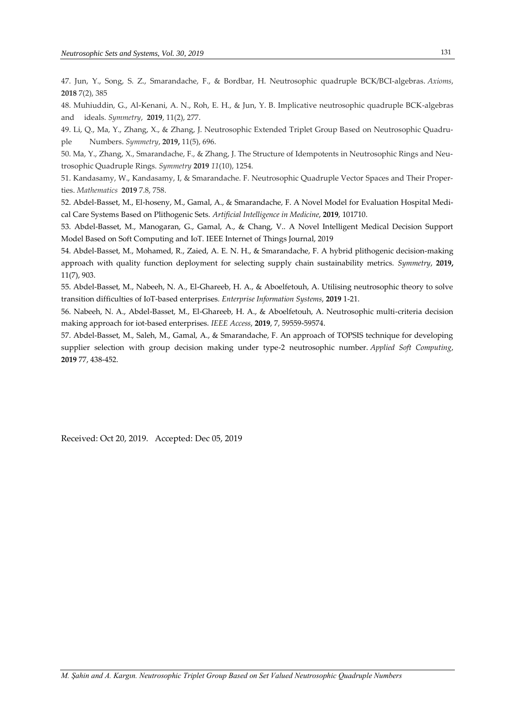47. Jun, Y., Song, S. Z., Smarandache, F., & Bordbar, H. Neutrosophic quadruple BCK/BCI-algebras. *Axioms*, **2018** 7(2), 385

48. Muhiuddin, G., Al-Kenani, A. N., Roh, E. H., & Jun, Y. B. Implicative neutrosophic quadruple BCK-algebras and ideals. *Symmetry*, **2019**, 11(2), 277.

49. Li, Q., Ma, Y., Zhang, X., & Zhang, J. Neutrosophic Extended Triplet Group Based on Neutrosophic Quadruple Numbers. *Symmetry*, **2019,** 11(5), 696.

50. Ma, Y., Zhang, X., Smarandache, F., & Zhang, J. The Structure of Idempotents in Neutrosophic Rings and Neutrosophic Quadruple Rings. *Symmetry* **2019** *11*(10), 1254.

51. Kandasamy, W., Kandasamy, I, & Smarandache. F. Neutrosophic Quadruple Vector Spaces and Their Properties. *Mathematics* **2019** 7.8, 758.

52. Abdel-Basset, M., El-hoseny, M., Gamal, A., & Smarandache, F. A Novel Model for Evaluation Hospital Medical Care Systems Based on Plithogenic Sets. *Artificial Intelligence in Medicine*, **2019**, 101710.

53. Abdel-Basset, M., Manogaran, G., Gamal, A., & Chang, V.. A Novel Intelligent Medical Decision Support Model Based on Soft Computing and IoT. IEEE Internet of Things Journal, 2019

54. Abdel-Basset, M., Mohamed, R., Zaied, A. E. N. H., & Smarandache, F. A hybrid plithogenic decision-making approach with quality function deployment for selecting supply chain sustainability metrics. *Symmetry*, **2019,** 11(7), 903.

55. Abdel-Basset, M., Nabeeh, N. A., El-Ghareeb, H. A., & Aboelfetouh, A. Utilising neutrosophic theory to solve transition difficulties of IoT-based enterprises. *Enterprise Information Systems*, **2019** 1-21.

56. Nabeeh, N. A., Abdel-Basset, M., El-Ghareeb, H. A., & Aboelfetouh, A. Neutrosophic multi-criteria decision making approach for iot-based enterprises. *IEEE Access*, **2019**, 7, 59559-59574.

57. Abdel-Basset, M., Saleh, M., Gamal, A., & Smarandache, F. An approach of TOPSIS technique for developing supplier selection with group decision making under type-2 neutrosophic number. *Applied Soft Computing*, **2019** 77, 438-452.

Received: Oct 20, 2019. Accepted: Dec 05, 2019